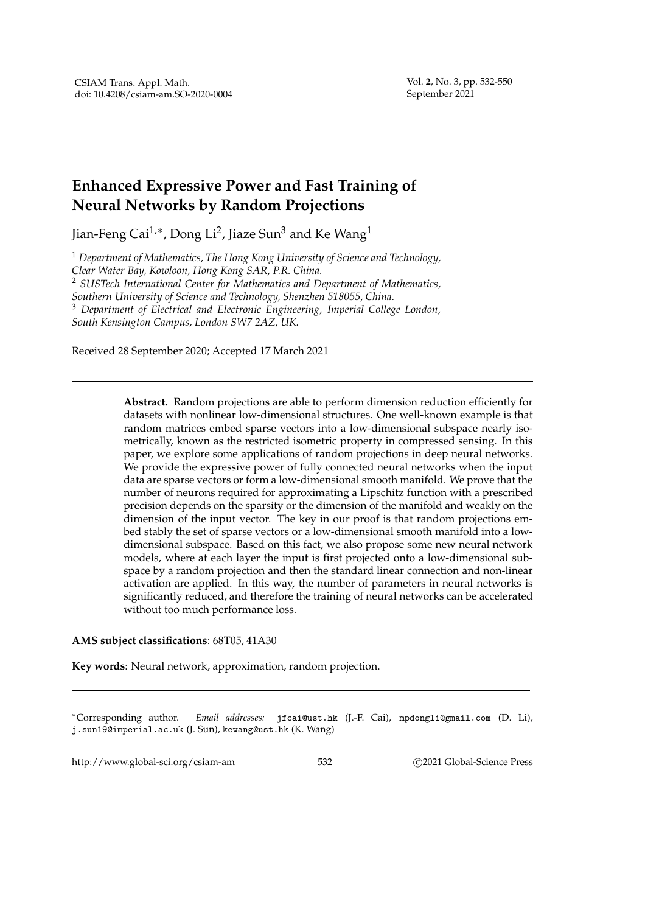# Enhanced Expressive Power and Fast Training of Neural Networks by Random Projections

Jian-Feng Cai[1,*], Dong Li[2], Jiaze Sun[3] and Ke Wang[1]

[1] *Department of Mathematics, The Hong Kong University of Science and Technology, Clear Water Bay, Kowloon, Hong Kong SAR, P.R. China.*

[2] *SUSTech International Center for Mathematics and Department of Mathematics, Southern University of Science and Technology, Shenzhen 518055, China.*

[3] *Department of Electrical and Electronic Engineering, Imperial College London, South Kensington Campus, London SW7 2AZ, UK.*

Received 28 September 2020; Accepted 17 March 2021

---

**Abstract.** Random projections are able to perform dimension reduction efficiently for datasets with nonlinear low-dimensional structures. One well-known example is that random matrices embed sparse vectors into a low-dimensional subspace nearly isometrically, known as the restricted isometric property in compressed sensing. In this paper, we explore some applications of random projections in deep neural networks. We provide the expressive power of fully connected neural networks when the input data are sparse vectors or form a low-dimensional smooth manifold. We prove that the number of neurons required for approximating a Lipschitz function with a prescribed precision depends on the sparsity or the dimension of the manifold and weakly on the dimension of the input vector. The key in our proof is that random projections embed stably the set of sparse vectors or a low-dimensional smooth manifold into a low-dimensional subspace. Based on this fact, we also propose some new neural network models, where at each layer the input is first projected onto a low-dimensional subspace by a random projection and then the standard linear connection and non-linear activation are applied. In this way, the number of parameters in neural networks is significantly reduced, and therefore the training of neural networks can be accelerated without too much performance loss.

**AMS subject classifications**: 68T05, 41A30

**Key words**: Neural network, approximation, random projection.

---

*Corresponding author. *Email addresses:* jfcai@ust.hk (J.-F. Cai), mpdongli@gmail.com (D. Li), j.sun19@imperial.ac.uk (J. Sun), kewang@ust.hk (K. Wang)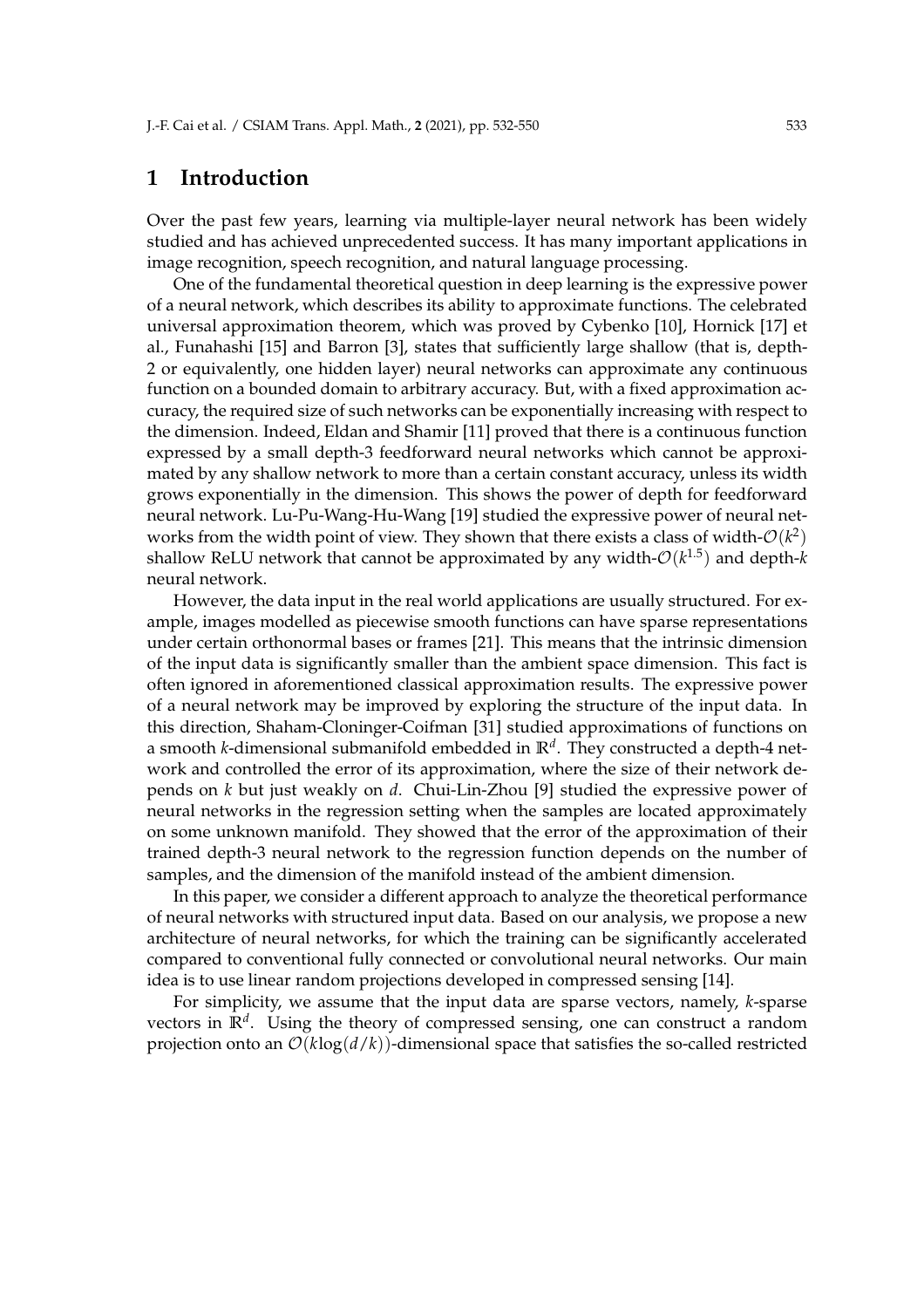# 1 Introduction

Over the past few years, learning via multiple-layer neural network has been widely studied and has achieved unprecedented success. It has many important applications in image recognition, speech recognition, and natural language processing.

One of the fundamental theoretical question in deep learning is the expressive power of a neural network, which describes its ability to approximate functions. The celebrated universal approximation theorem, which was proved by Cybenko [10], Hornick [17] et al., Funahashi [15] and Barron [3], states that sufficiently large shallow (that is, depth-2 or equivalently, one hidden layer) neural networks can approximate any continuous function on a bounded domain to arbitrary accuracy. But, with a fixed approximation accuracy, the required size of such networks can be exponentially increasing with respect to the dimension. Indeed, Eldan and Shamir [11] proved that there is a continuous function expressed by a small depth-3 feedforward neural networks which cannot be approximated by any shallow network to more than a certain constant accuracy, unless its width grows exponentially in the dimension. This shows the power of depth for feedforward neural network. Lu-Pu-Wang-Hu-Wang [19] studied the expressive power of neural networks from the width point of view. They shown that there exists a class of width-$\mathcal{O}(k^2)$ shallow ReLU network that cannot be approximated by any width-$\mathcal{O}(k^{1.5})$ and depth-$k$ neural network.

However, the data input in the real world applications are usually structured. For example, images modelled as piecewise smooth functions can have sparse representations under certain orthonormal bases or frames [21]. This means that the intrinsic dimension of the input data is significantly smaller than the ambient space dimension. This fact is often ignored in aforementioned classical approximation results. The expressive power of a neural network may be improved by exploring the structure of the input data. In this direction, Shaham-Cloninger-Coifman [31] studied approximations of functions on a smooth $k$-dimensional submanifold embedded in $\mathbb{R}^d$. They constructed a depth-4 network and controlled the error of its approximation, where the size of their network depends on $k$ but just weakly on $d$. Chui-Lin-Zhou [9] studied the expressive power of neural networks in the regression setting when the samples are located approximately on some unknown manifold. They showed that the error of the approximation of their trained depth-3 neural network to the regression function depends on the number of samples, and the dimension of the manifold instead of the ambient dimension.

In this paper, we consider a different approach to analyze the theoretical performance of neural networks with structured input data. Based on our analysis, we propose a new architecture of neural networks, for which the training can be significantly accelerated compared to conventional fully connected or convolutional neural networks. Our main idea is to use linear random projections developed in compressed sensing [14].

For simplicity, we assume that the input data are sparse vectors, namely, $k$-sparse vectors in $\mathbb{R}^d$. Using the theory of compressed sensing, one can construct a random projection onto an $\mathcal{O}(k\log(d/k))$-dimensional space that satisfies the so-called restricted